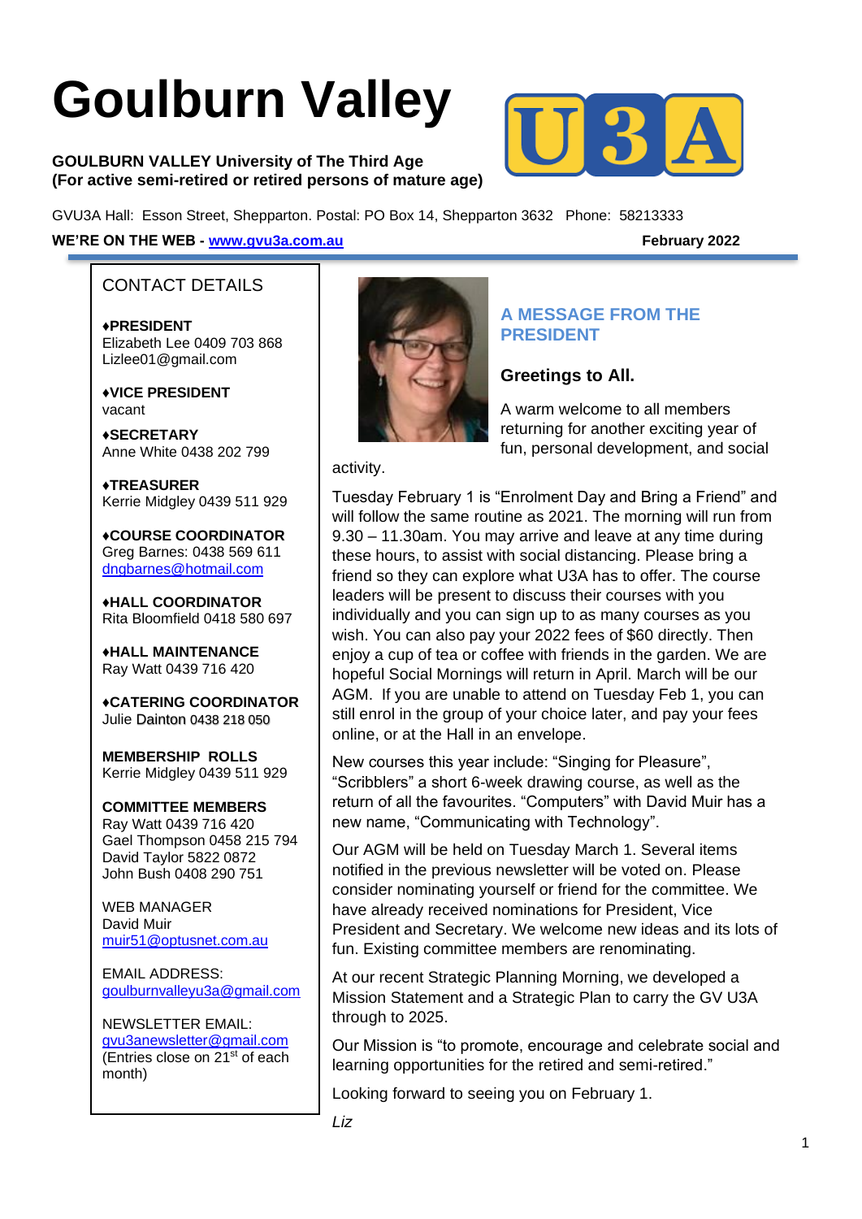# Goulburn Valley

**GOULBURN VALLEY University of The Third Age**
**(For active semi-retired or retired persons of mature age)**

GVU3A Hall: Esson Street, Shepparton. Postal: PO Box 14, Shepparton 3632 Phone: 58213333

**WE'RE ON THE WEB - [www.gvu3a.com.au](http://www.gvu3a.com.au)** **February 2022**

## CONTACT DETAILS

**♦PRESIDENT**
Elizabeth Lee 0409 703 868
Lizlee01@gmail.com

**♦VICE PRESIDENT**
vacant

**♦SECRETARY**
Anne White 0438 202 799

**♦TREASURER**
Kerrie Midgley 0439 511 929

**♦COURSE COORDINATOR**
Greg Barnes: 0438 569 611
dngbarnes@hotmail.com

**♦HALL COORDINATOR**
Rita Bloomfield 0418 580 697

**♦HALL MAINTENANCE**
Ray Watt 0439 716 420

**♦CATERING COORDINATOR**
Julie Dainton 0438 218 050

**MEMBERSHIP ROLLS**
Kerrie Midgley 0439 511 929

**COMMITTEE MEMBERS**
Ray Watt 0439 716 420
Gael Thompson 0458 215 794
David Taylor 5822 0872
John Bush 0408 290 751

WEB MANAGER
David Muir
muir51@optusnet.com.au

EMAIL ADDRESS:
goulburnvalleyu3a@gmail.com

NEWSLETTER EMAIL:
gvu3anewsletter@gmail.com
(Entries close on 21st of each month)

## A MESSAGE FROM THE PRESIDENT

### Greetings to All.

A warm welcome to all members returning for another exciting year of fun, personal development, and social activity.

Tuesday February 1 is "Enrolment Day and Bring a Friend" and will follow the same routine as 2021. The morning will run from 9.30 – 11.30am. You may arrive and leave at any time during these hours, to assist with social distancing. Please bring a friend so they can explore what U3A has to offer. The course leaders will be present to discuss their courses with you individually and you can sign up to as many courses as you wish. You can also pay your 2022 fees of $60 directly. Then enjoy a cup of tea or coffee with friends in the garden. We are hopeful Social Mornings will return in April. March will be our AGM. If you are unable to attend on Tuesday Feb 1, you can still enrol in the group of your choice later, and pay your fees online, or at the Hall in an envelope.

New courses this year include: "Singing for Pleasure", "Scribblers" a short 6-week drawing course, as well as the return of all the favourites. "Computers" with David Muir has a new name, "Communicating with Technology".

Our AGM will be held on Tuesday March 1. Several items notified in the previous newsletter will be voted on. Please consider nominating yourself or friend for the committee. We have already received nominations for President, Vice President and Secretary. We welcome new ideas and its lots of fun. Existing committee members are renominating.

At our recent Strategic Planning Morning, we developed a Mission Statement and a Strategic Plan to carry the GV U3A through to 2025.

Our Mission is "to promote, encourage and celebrate social and learning opportunities for the retired and semi-retired."

Looking forward to seeing you on February 1.

*Liz*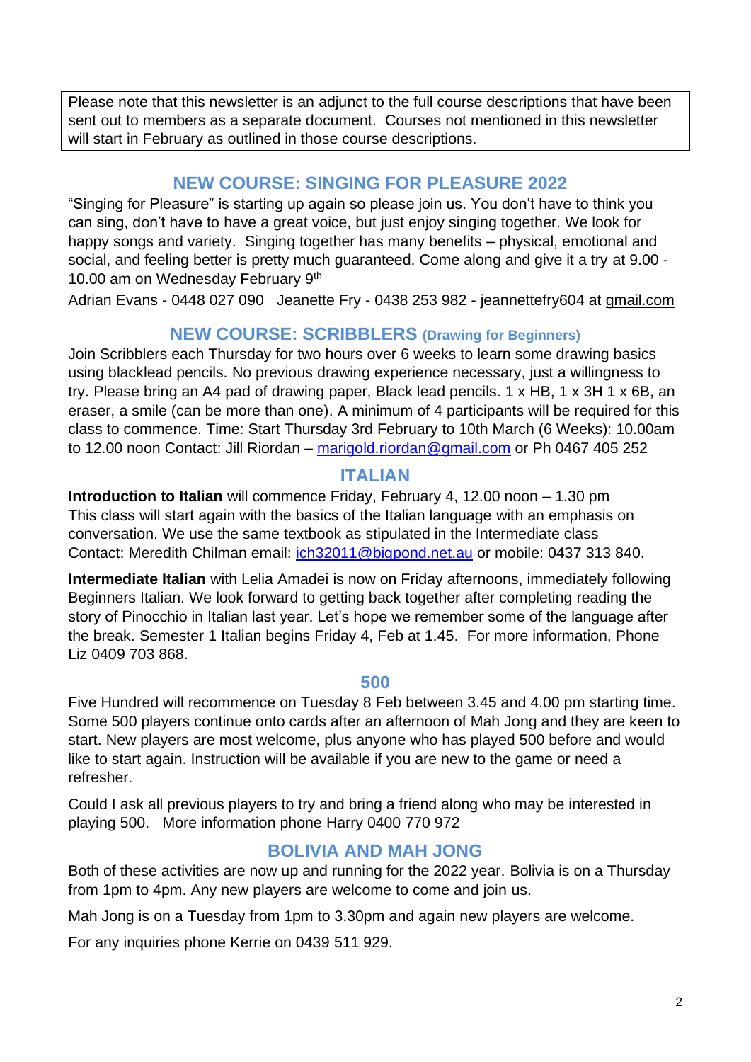Please note that this newsletter is an adjunct to the full course descriptions that have been sent out to members as a separate document. Courses not mentioned in this newsletter will start in February as outlined in those course descriptions.

## NEW COURSE: SINGING FOR PLEASURE 2022

"Singing for Pleasure" is starting up again so please join us. You don't have to think you can sing, don't have to have a great voice, but just enjoy singing together. We look for happy songs and variety. Singing together has many benefits – physical, emotional and social, and feeling better is pretty much guaranteed. Come along and give it a try at 9.00 - 10.00 am on Wednesday February 9th

Adrian Evans - 0448 027 090 Jeanette Fry - 0438 253 982 - jeannettefry604 at gmail.com

## NEW COURSE: SCRIBBLERS (Drawing for Beginners)

Join Scribblers each Thursday for two hours over 6 weeks to learn some drawing basics using blacklead pencils. No previous drawing experience necessary, just a willingness to try. Please bring an A4 pad of drawing paper, Black lead pencils. 1 x HB, 1 x 3H 1 x 6B, an eraser, a smile (can be more than one). A minimum of 4 participants will be required for this class to commence. Time: Start Thursday 3rd February to 10th March (6 Weeks): 10.00am to 12.00 noon Contact: Jill Riordan – marigold.riordan@gmail.com or Ph 0467 405 252

## ITALIAN

**Introduction to Italian** will commence Friday, February 4, 12.00 noon – 1.30 pm
This class will start again with the basics of the Italian language with an emphasis on conversation. We use the same textbook as stipulated in the Intermediate class
Contact: Meredith Chilman email: ich32011@bigpond.net.au or mobile: 0437 313 840.

**Intermediate Italian** with Lelia Amadei is now on Friday afternoons, immediately following Beginners Italian. We look forward to getting back together after completing reading the story of Pinocchio in Italian last year. Let's hope we remember some of the language after the break. Semester 1 Italian begins Friday 4, Feb at 1.45. For more information, Phone Liz 0409 703 868.

## 500

Five Hundred will recommence on Tuesday 8 Feb between 3.45 and 4.00 pm starting time. Some 500 players continue onto cards after an afternoon of Mah Jong and they are keen to start. New players are most welcome, plus anyone who has played 500 before and would like to start again. Instruction will be available if you are new to the game or need a refresher.

Could I ask all previous players to try and bring a friend along who may be interested in playing 500. More information phone Harry 0400 770 972

## BOLIVIA AND MAH JONG

Both of these activities are now up and running for the 2022 year. Bolivia is on a Thursday from 1pm to 4pm. Any new players are welcome to come and join us.

Mah Jong is on a Tuesday from 1pm to 3.30pm and again new players are welcome.

For any inquiries phone Kerrie on 0439 511 929.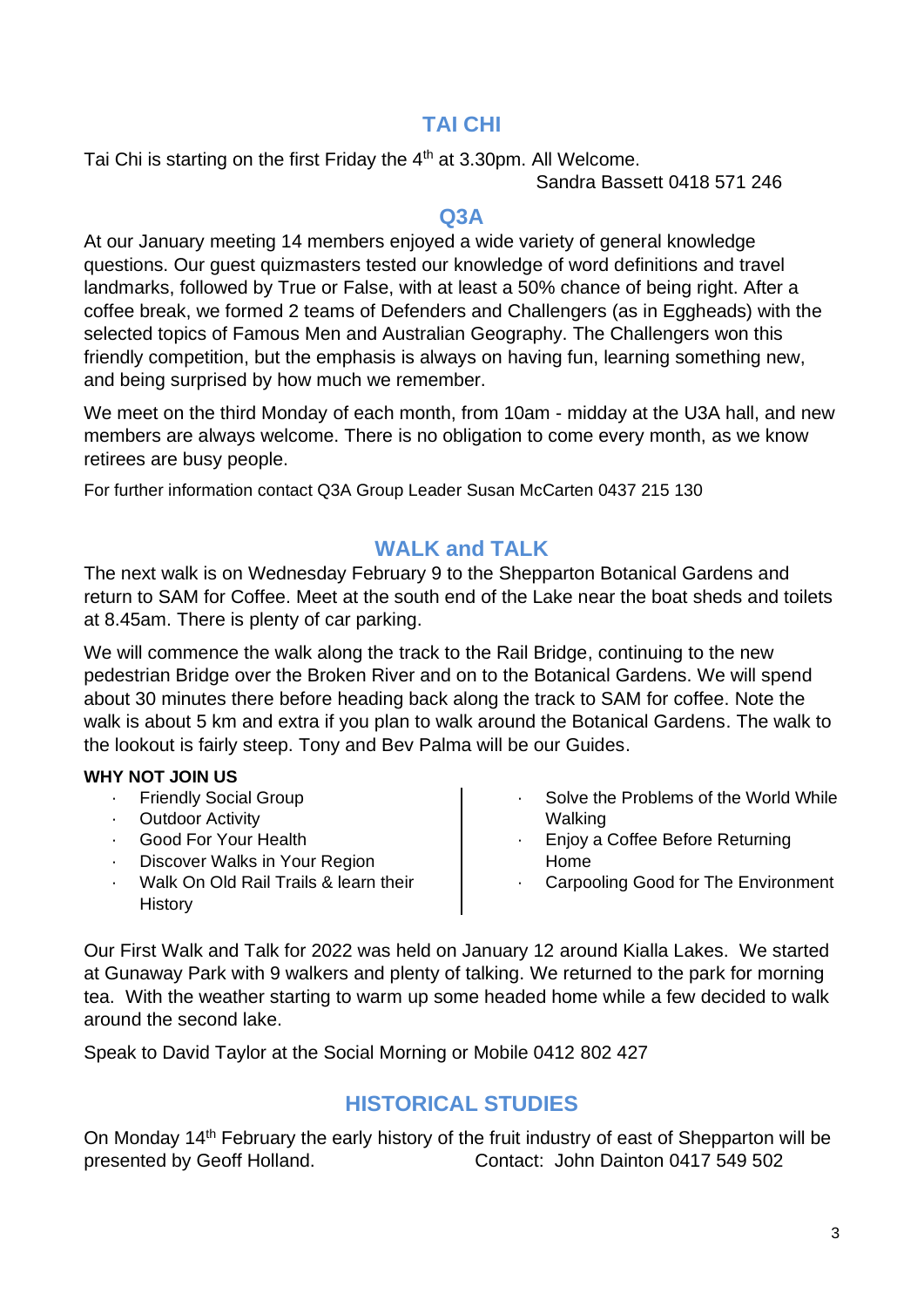## TAI CHI

Tai Chi is starting on the first Friday the 4th at 3.30pm. All Welcome.

Sandra Bassett 0418 571 246

## Q3A

At our January meeting 14 members enjoyed a wide variety of general knowledge questions. Our guest quizmasters tested our knowledge of word definitions and travel landmarks, followed by True or False, with at least a 50% chance of being right. After a coffee break, we formed 2 teams of Defenders and Challengers (as in Eggheads) with the selected topics of Famous Men and Australian Geography. The Challengers won this friendly competition, but the emphasis is always on having fun, learning something new, and being surprised by how much we remember.

We meet on the third Monday of each month, from 10am - midday at the U3A hall, and new members are always welcome. There is no obligation to come every month, as we know retirees are busy people.

For further information contact Q3A Group Leader Susan McCarten 0437 215 130

## WALK and TALK

The next walk is on Wednesday February 9 to the Shepparton Botanical Gardens and return to SAM for Coffee. Meet at the south end of the Lake near the boat sheds and toilets at 8.45am. There is plenty of car parking.

We will commence the walk along the track to the Rail Bridge, continuing to the new pedestrian Bridge over the Broken River and on to the Botanical Gardens. We will spend about 30 minutes there before heading back along the track to SAM for coffee. Note the walk is about 5 km and extra if you plan to walk around the Botanical Gardens. The walk to the lookout is fairly steep. Tony and Bev Palma will be our Guides.

**WHY NOT JOIN US**

- Friendly Social Group
- Outdoor Activity
- Good For Your Health
- Discover Walks in Your Region
- Walk On Old Rail Trails & learn their History
- Solve the Problems of the World While Walking
- Enjoy a Coffee Before Returning Home
- Carpooling Good for The Environment

Our First Walk and Talk for 2022 was held on January 12 around Kialla Lakes. We started at Gunaway Park with 9 walkers and plenty of talking. We returned to the park for morning tea. With the weather starting to warm up some headed home while a few decided to walk around the second lake.

Speak to David Taylor at the Social Morning or Mobile 0412 802 427

## HISTORICAL STUDIES

On Monday 14th February the early history of the fruit industry of east of Shepparton will be presented by Geoff Holland. Contact: John Dainton 0417 549 502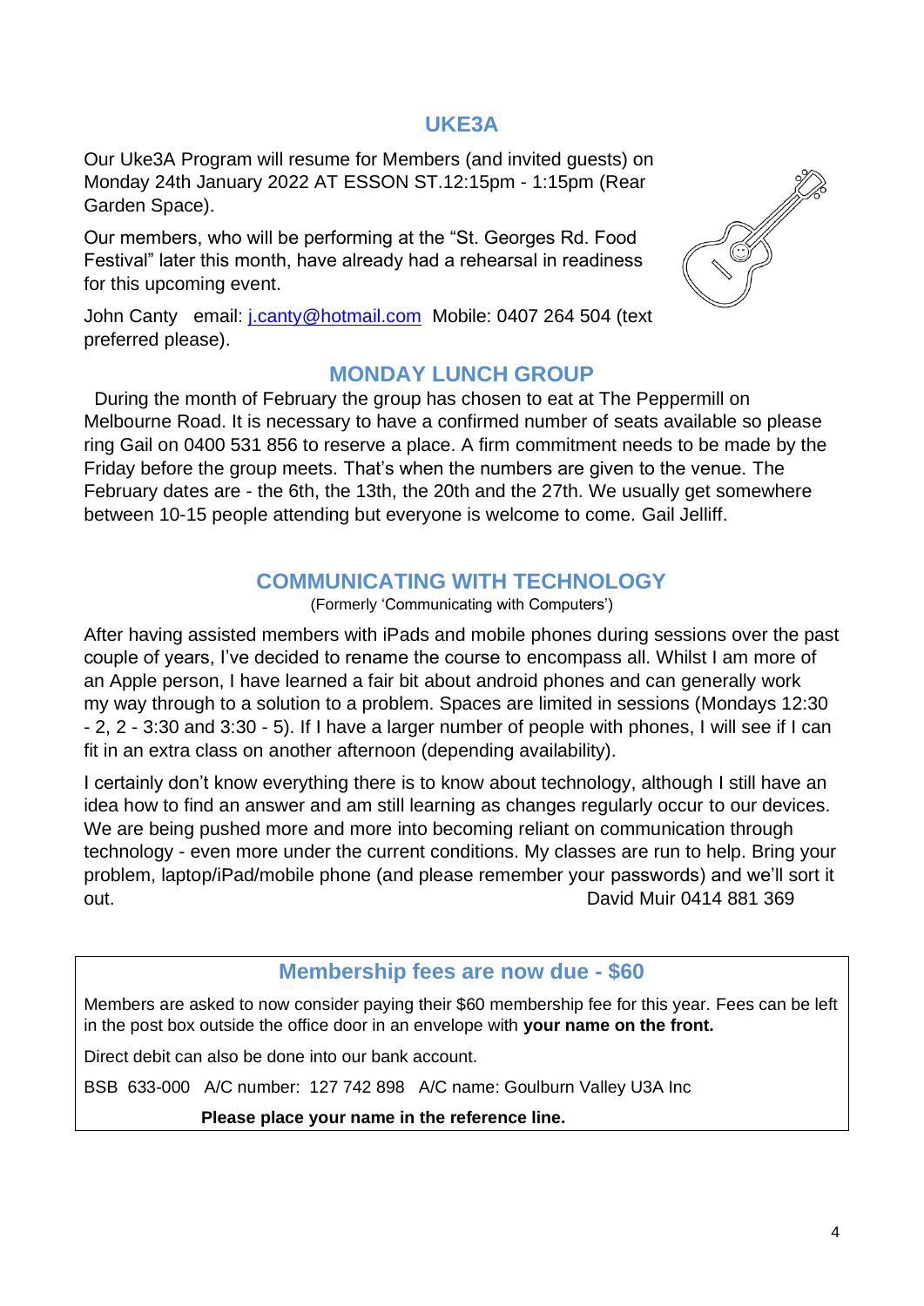## UKE3A

Our Uke3A Program will resume for Members (and invited guests) on Monday 24th January 2022 AT ESSON ST.12:15pm - 1:15pm (Rear Garden Space).

Our members, who will be performing at the "St. Georges Rd. Food Festival" later this month, have already had a rehearsal in readiness for this upcoming event.

John Canty email: j.canty@hotmail.com Mobile: 0407 264 504 (text preferred please).

## MONDAY LUNCH GROUP

During the month of February the group has chosen to eat at The Peppermill on Melbourne Road. It is necessary to have a confirmed number of seats available so please ring Gail on 0400 531 856 to reserve a place. A firm commitment needs to be made by the Friday before the group meets. That's when the numbers are given to the venue. The February dates are - the 6th, the 13th, the 20th and the 27th. We usually get somewhere between 10-15 people attending but everyone is welcome to come. Gail Jelliff.

## COMMUNICATING WITH TECHNOLOGY

(Formerly 'Communicating with Computers')

After having assisted members with iPads and mobile phones during sessions over the past couple of years, I've decided to rename the course to encompass all. Whilst I am more of an Apple person, I have learned a fair bit about android phones and can generally work my way through to a solution to a problem. Spaces are limited in sessions (Mondays 12:30 - 2, 2 - 3:30 and 3:30 - 5). If I have a larger number of people with phones, I will see if I can fit in an extra class on another afternoon (depending availability).

I certainly don't know everything there is to know about technology, although I still have an idea how to find an answer and am still learning as changes regularly occur to our devices. We are being pushed more and more into becoming reliant on communication through technology - even more under the current conditions. My classes are run to help. Bring your problem, laptop/iPad/mobile phone (and please remember your passwords) and we'll sort it out. David Muir 0414 881 369

## Membership fees are now due - $60

Members are asked to now consider paying their $60 membership fee for this year. Fees can be left in the post box outside the office door in an envelope with **your name on the front.**

Direct debit can also be done into our bank account.

BSB 633-000 A/C number: 127 742 898 A/C name: Goulburn Valley U3A Inc

**Please place your name in the reference line.**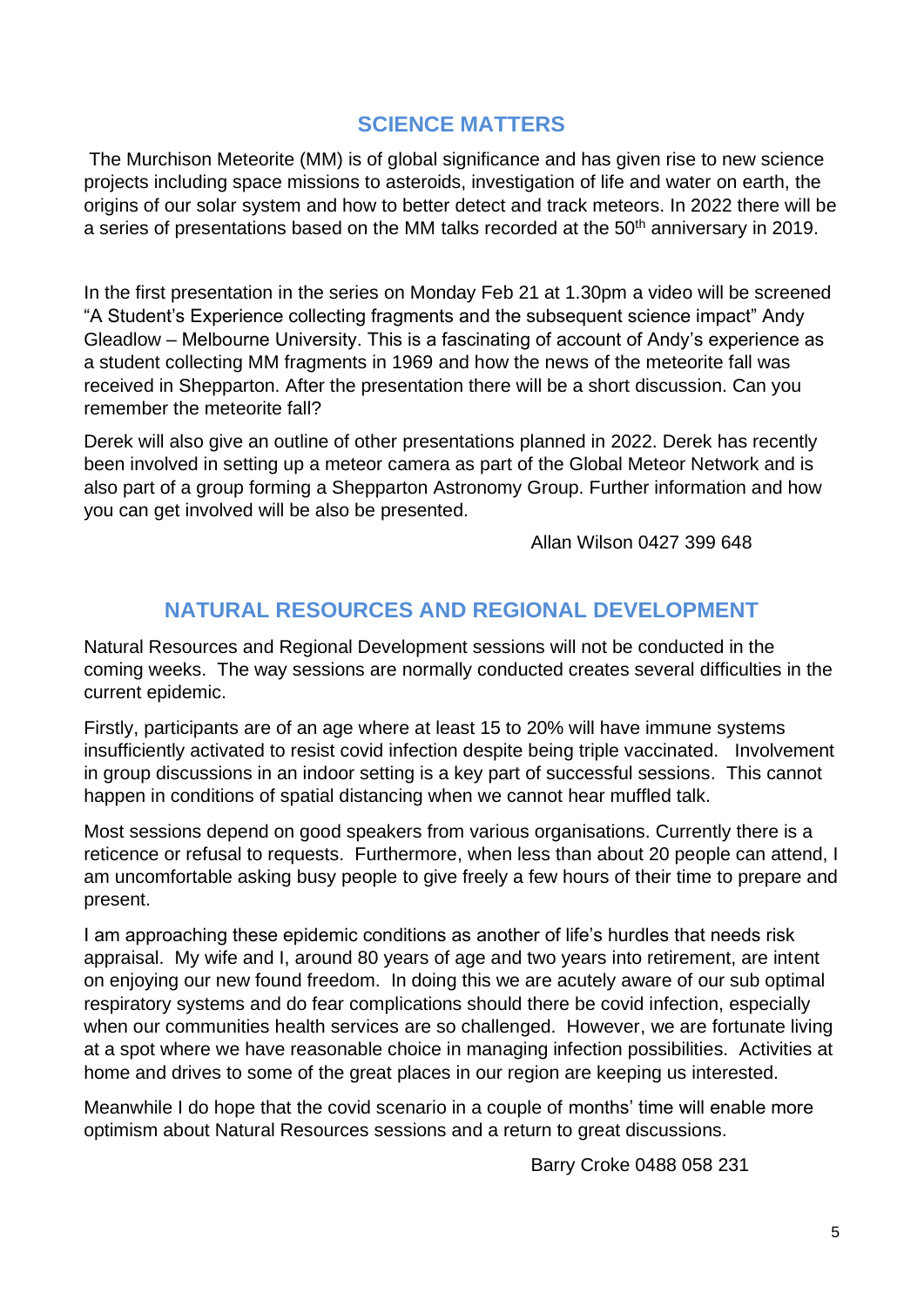## SCIENCE MATTERS

The Murchison Meteorite (MM) is of global significance and has given rise to new science projects including space missions to asteroids, investigation of life and water on earth, the origins of our solar system and how to better detect and track meteors. In 2022 there will be a series of presentations based on the MM talks recorded at the 50th anniversary in 2019.

In the first presentation in the series on Monday Feb 21 at 1.30pm a video will be screened "A Student's Experience collecting fragments and the subsequent science impact" Andy Gleadlow – Melbourne University. This is a fascinating of account of Andy's experience as a student collecting MM fragments in 1969 and how the news of the meteorite fall was received in Shepparton. After the presentation there will be a short discussion. Can you remember the meteorite fall?

Derek will also give an outline of other presentations planned in 2022. Derek has recently been involved in setting up a meteor camera as part of the Global Meteor Network and is also part of a group forming a Shepparton Astronomy Group. Further information and how you can get involved will be also be presented.

Allan Wilson 0427 399 648

## NATURAL RESOURCES AND REGIONAL DEVELOPMENT

Natural Resources and Regional Development sessions will not be conducted in the coming weeks. The way sessions are normally conducted creates several difficulties in the current epidemic.

Firstly, participants are of an age where at least 15 to 20% will have immune systems insufficiently activated to resist covid infection despite being triple vaccinated. Involvement in group discussions in an indoor setting is a key part of successful sessions. This cannot happen in conditions of spatial distancing when we cannot hear muffled talk.

Most sessions depend on good speakers from various organisations. Currently there is a reticence or refusal to requests. Furthermore, when less than about 20 people can attend, I am uncomfortable asking busy people to give freely a few hours of their time to prepare and present.

I am approaching these epidemic conditions as another of life's hurdles that needs risk appraisal. My wife and I, around 80 years of age and two years into retirement, are intent on enjoying our new found freedom. In doing this we are acutely aware of our sub optimal respiratory systems and do fear complications should there be covid infection, especially when our communities health services are so challenged. However, we are fortunate living at a spot where we have reasonable choice in managing infection possibilities. Activities at home and drives to some of the great places in our region are keeping us interested.

Meanwhile I do hope that the covid scenario in a couple of months' time will enable more optimism about Natural Resources sessions and a return to great discussions.

Barry Croke 0488 058 231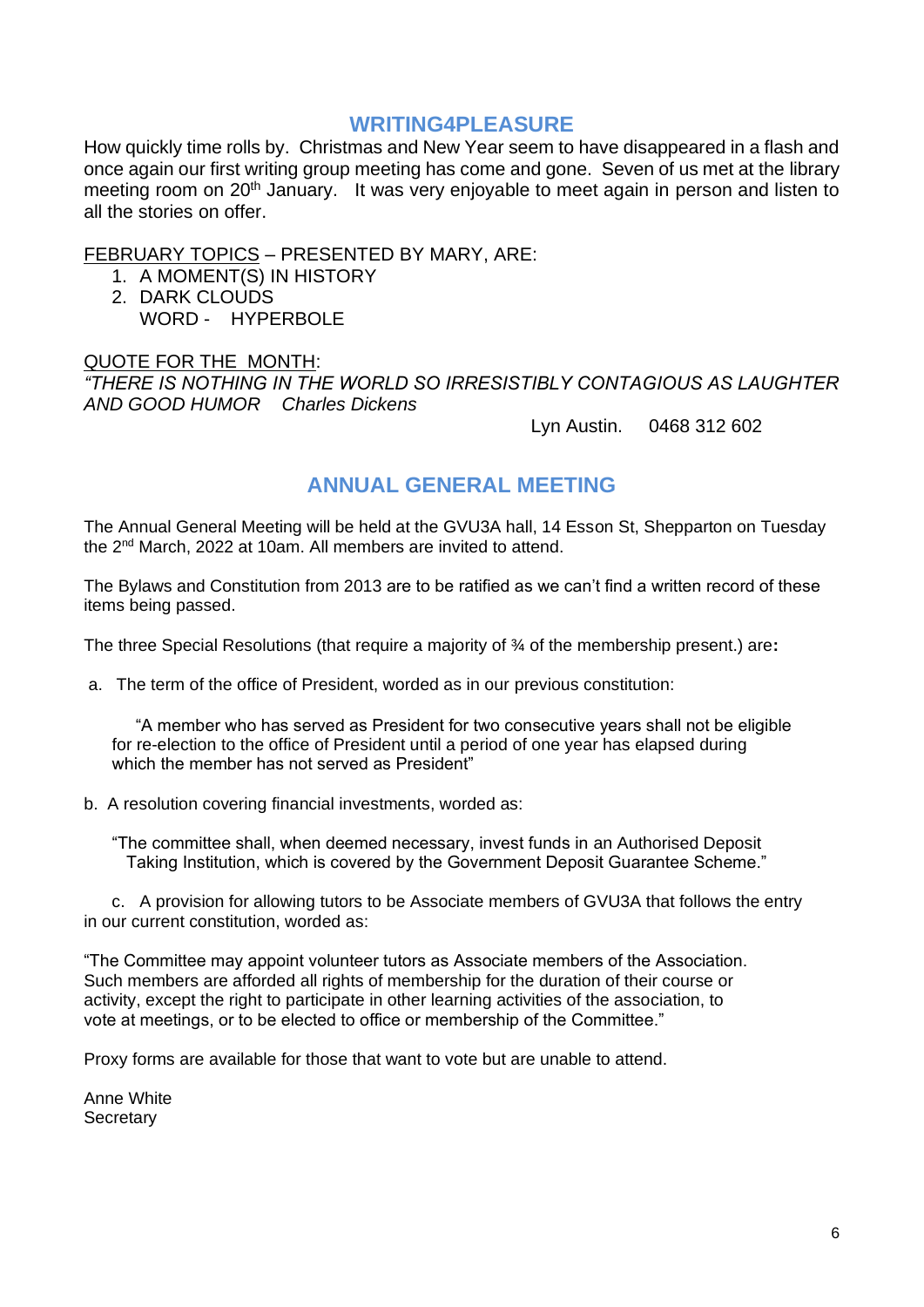## WRITING4PLEASURE

How quickly time rolls by. Christmas and New Year seem to have disappeared in a flash and once again our first writing group meeting has come and gone. Seven of us met at the library meeting room on 20th January. It was very enjoyable to meet again in person and listen to all the stories on offer.

<u>FEBRUARY TOPICS</u> – PRESENTED BY MARY, ARE:

1. A MOMENT(S) IN HISTORY
2. DARK CLOUDS

   WORD - HYPERBOLE

<u>QUOTE FOR THE MONTH</u>:

*"THERE IS NOTHING IN THE WORLD SO IRRESISTIBLY CONTAGIOUS AS LAUGHTER AND GOOD HUMOR   Charles Dickens*

Lyn Austin.   0468 312 602

## ANNUAL GENERAL MEETING

The Annual General Meeting will be held at the GVU3A hall, 14 Esson St, Shepparton on Tuesday the 2nd March, 2022 at 10am. All members are invited to attend.

The Bylaws and Constitution from 2013 are to be ratified as we can't find a written record of these items being passed.

The three Special Resolutions (that require a majority of ¾ of the membership present.) are**:**

a. The term of the office of President, worded as in our previous constitution:

> "A member who has served as President for two consecutive years shall not be eligible for re-election to the office of President until a period of one year has elapsed during which the member has not served as President"

b. A resolution covering financial investments, worded as:

> "The committee shall, when deemed necessary, invest funds in an Authorised Deposit Taking Institution, which is covered by the Government Deposit Guarantee Scheme."

c. A provision for allowing tutors to be Associate members of GVU3A that follows the entry in our current constitution, worded as:

"The Committee may appoint volunteer tutors as Associate members of the Association. Such members are afforded all rights of membership for the duration of their course or activity, except the right to participate in other learning activities of the association, to vote at meetings, or to be elected to office or membership of the Committee."

Proxy forms are available for those that want to vote but are unable to attend.

Anne White
Secretary